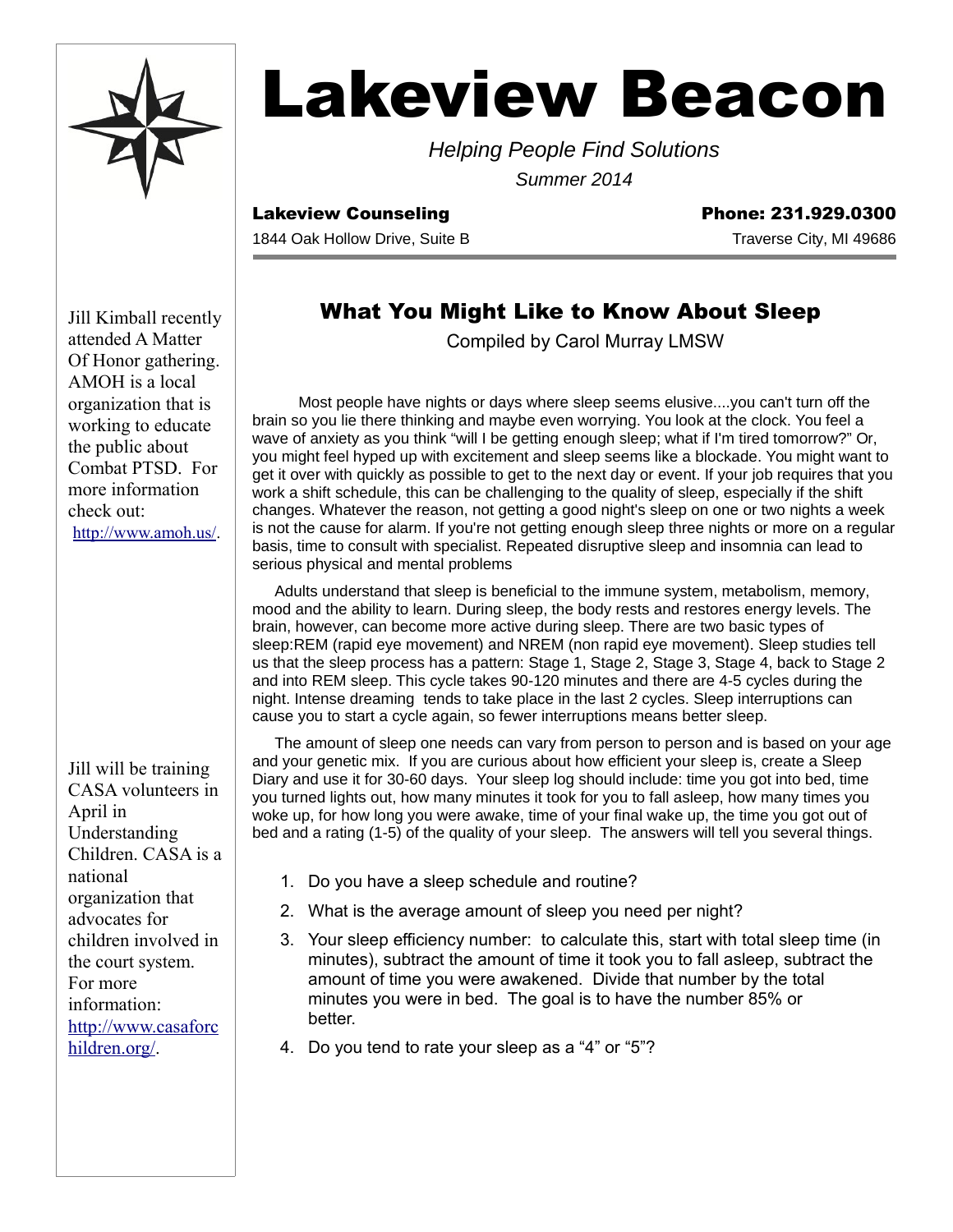# Lakeview Beacon

*Helping People Find Solutions*

*Summer 2014*

**Lakeview Counseling**

**Phone: 231.929.0300**

1844 Oak Hollow Drive, Suite B

Traverse City, MI 49686

## What You Might Like to Know About Sleep

Compiled by Carol Murray LMSW

Most people have nights or days where sleep seems elusive....you can't turn off the brain so you lie there thinking and maybe even worrying. You look at the clock. You feel a wave of anxiety as you think "will I be getting enough sleep; what if I'm tired tomorrow?" Or, you might feel hyped up with excitement and sleep seems like a blockade. You might want to get it over with quickly as possible to get to the next day or event. If your job requires that you work a shift schedule, this can be challenging to the quality of sleep, especially if the shift changes. Whatever the reason, not getting a good night's sleep on one or two nights a week is not the cause for alarm. If you're not getting enough sleep three nights or more on a regular basis, time to consult with specialist. Repeated disruptive sleep and insomnia can lead to serious physical and mental problems

Adults understand that sleep is beneficial to the immune system, metabolism, memory, mood and the ability to learn. During sleep, the body rests and restores energy levels. The brain, however, can become more active during sleep. There are two basic types of sleep:REM (rapid eye movement) and NREM (non rapid eye movement). Sleep studies tell us that the sleep process has a pattern: Stage 1, Stage 2, Stage 3, Stage 4, back to Stage 2 and into REM sleep. This cycle takes 90-120 minutes and there are 4-5 cycles during the night. Intense dreaming tends to take place in the last 2 cycles. Sleep interruptions can cause you to start a cycle again, so fewer interruptions means better sleep.

The amount of sleep one needs can vary from person to person and is based on your age and your genetic mix. If you are curious about how efficient your sleep is, create a Sleep Diary and use it for 30-60 days. Your sleep log should include: time you got into bed, time you turned lights out, how many minutes it took for you to fall asleep, how many times you woke up, for how long you were awake, time of your final wake up, the time you got out of bed and a rating (1-5) of the quality of your sleep. The answers will tell you several things.

1. Do you have a sleep schedule and routine?
2. What is the average amount of sleep you need per night?
3. Your sleep efficiency number: to calculate this, start with total sleep time (in minutes), subtract the amount of time it took you to fall asleep, subtract the amount of time you were awakened. Divide that number by the total minutes you were in bed. The goal is to have the number 85% or better.
4. Do you tend to rate your sleep as a "4" or "5"?

---

Jill Kimball recently attended A Matter Of Honor gathering. AMOH is a local organization that is working to educate the public about Combat PTSD. For more information check out: http://www.amoh.us/.

Jill will be training CASA volunteers in April in Understanding Children. CASA is a national organization that advocates for children involved in the court system. For more information: http://www.casaforchildren.org/.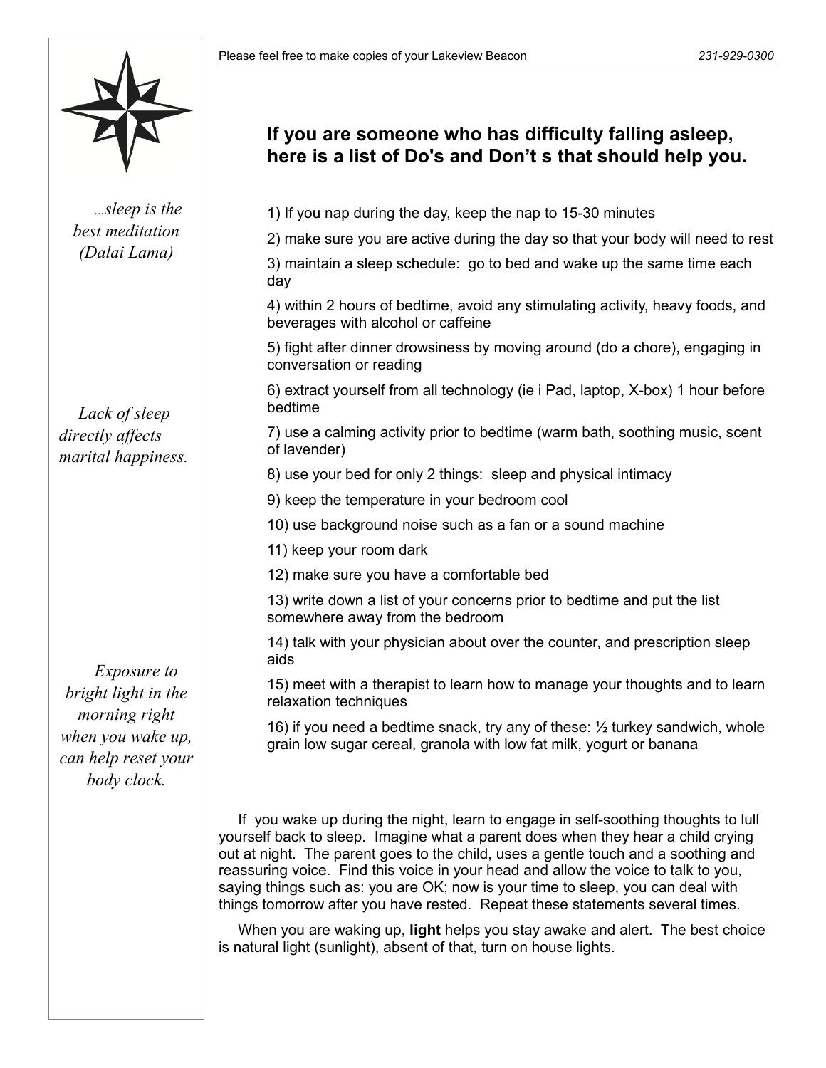## If you are someone who has difficulty falling asleep, here is a list of Do's and Don't s that should help you.

1) If you nap during the day, keep the nap to 15-30 minutes

2) make sure you are active during the day so that your body will need to rest

3) maintain a sleep schedule: go to bed and wake up the same time each day

4) within 2 hours of bedtime, avoid any stimulating activity, heavy foods, and beverages with alcohol or caffeine

5) fight after dinner drowsiness by moving around (do a chore), engaging in conversation or reading

6) extract yourself from all technology (ie i Pad, laptop, X-box) 1 hour before bedtime

7) use a calming activity prior to bedtime (warm bath, soothing music, scent of lavender)

8) use your bed for only 2 things: sleep and physical intimacy

9) keep the temperature in your bedroom cool

10) use background noise such as a fan or a sound machine

11) keep your room dark

12) make sure you have a comfortable bed

13) write down a list of your concerns prior to bedtime and put the list somewhere away from the bedroom

14) talk with your physician about over the counter, and prescription sleep aids

15) meet with a therapist to learn how to manage your thoughts and to learn relaxation techniques

16) if you need a bedtime snack, try any of these: ½ turkey sandwich, whole grain low sugar cereal, granola with low fat milk, yogurt or banana

If you wake up during the night, learn to engage in self-soothing thoughts to lull yourself back to sleep. Imagine what a parent does when they hear a child crying out at night. The parent goes to the child, uses a gentle touch and a soothing and reassuring voice. Find this voice in your head and allow the voice to talk to you, saying things such as: you are OK; now is your time to sleep, you can deal with things tomorrow after you have rested. Repeat these statements several times.

When you are waking up, **light** helps you stay awake and alert. The best choice is natural light (sunlight), absent of that, turn on house lights.

*...sleep is the best meditation (Dalai Lama)*

*Lack of sleep directly affects marital happiness.*

*Exposure to bright light in the morning right when you wake up, can help reset your body clock.*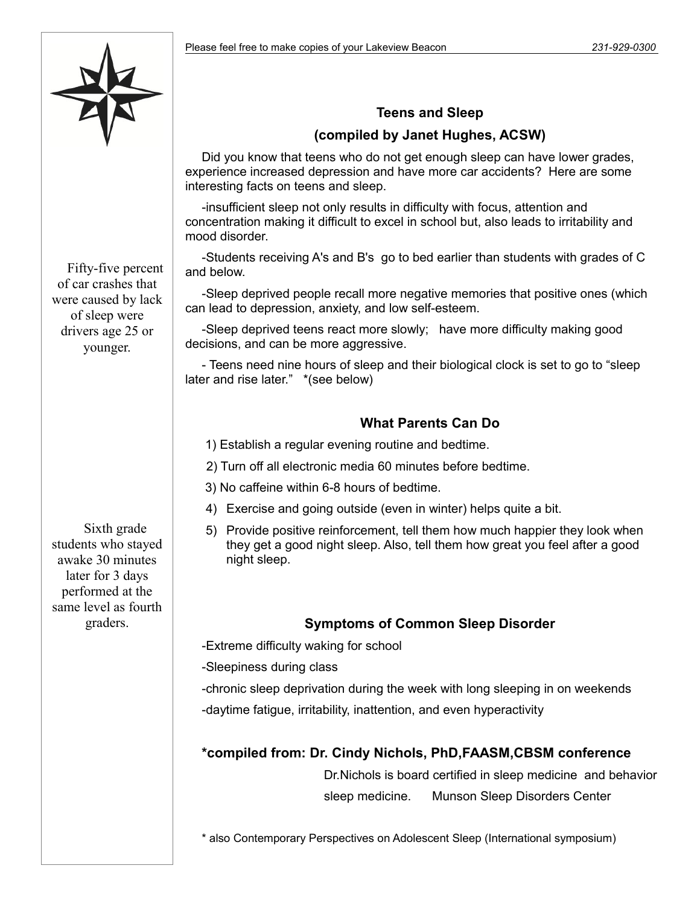## Teens and Sleep

### (compiled by Janet Hughes, ACSW)

Did you know that teens who do not get enough sleep can have lower grades, experience increased depression and have more car accidents? Here are some interesting facts on teens and sleep.

-insufficient sleep not only results in difficulty with focus, attention and concentration making it difficult to excel in school but, also leads to irritability and mood disorder.

-Students receiving A's and B's go to bed earlier than students with grades of C and below.

-Sleep deprived people recall more negative memories that positive ones (which can lead to depression, anxiety, and low self-esteem.

-Sleep deprived teens react more slowly; have more difficulty making good decisions, and can be more aggressive.

- Teens need nine hours of sleep and their biological clock is set to go to "sleep later and rise later." *(see below)

Fifty-five percent of car crashes that were caused by lack of sleep were drivers age 25 or younger.

Sixth grade students who stayed awake 30 minutes later for 3 days performed at the same level as fourth graders.

## What Parents Can Do

1) Establish a regular evening routine and bedtime.
2) Turn off all electronic media 60 minutes before bedtime.
3) No caffeine within 6-8 hours of bedtime.
4) Exercise and going outside (even in winter) helps quite a bit.
5) Provide positive reinforcement, tell them how much happier they look when they get a good night sleep. Also, tell them how great you feel after a good night sleep.

## Symptoms of Common Sleep Disorder

-Extreme difficulty waking for school

-Sleepiness during class

-chronic sleep deprivation during the week with long sleeping in on weekends

-daytime fatigue, irritability, inattention, and even hyperactivity

**\*compiled from: Dr. Cindy Nichols, PhD,FAASM,CBSM conference**

Dr.Nichols is board certified in sleep medicine and behavior sleep medicine. Munson Sleep Disorders Center

\* also Contemporary Perspectives on Adolescent Sleep (International symposium)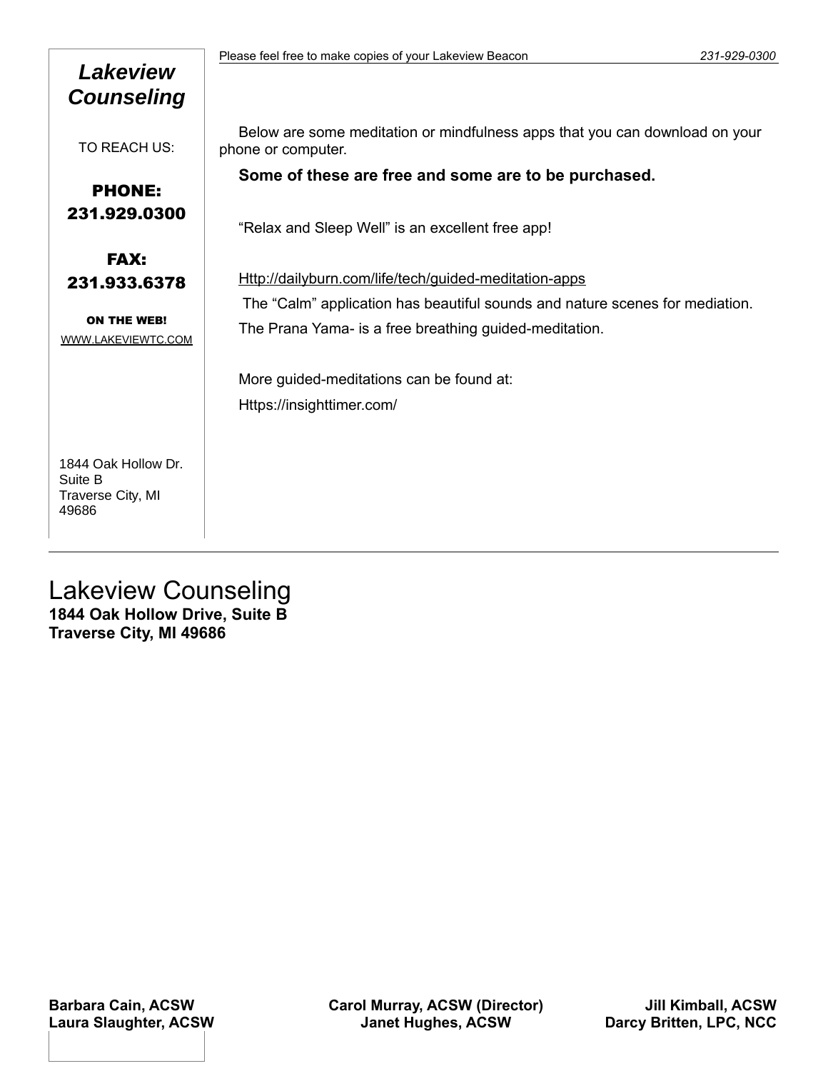Please feel free to make copies of your Lakeview Beacon *231-929-0300*

***Lakeview Counseling***

TO REACH US:

**PHONE:**
**231.929.0300**

**FAX:**
**231.933.6378**

**ON THE WEB!**
WWW.LAKEVIEWTC.COM

1844 Oak Hollow Dr.
Suite B
Traverse City, MI
49686

Below are some meditation or mindfulness apps that you can download on your phone or computer.

**Some of these are free and some are to be purchased.**

“Relax and Sleep Well” is an excellent free app!

Http://dailyburn.com/life/tech/guided-meditation-apps

The “Calm” application has beautiful sounds and nature scenes for mediation.

The Prana Yama- is a free breathing guided-meditation.

More guided-meditations can be found at:

Https://insighttimer.com/

Lakeview Counseling
**1844 Oak Hollow Drive, Suite B**
**Traverse City, MI 49686**

**Barbara Cain, ACSW**
**Laura Slaughter, ACSW**

**Carol Murray, ACSW (Director)**
**Janet Hughes, ACSW**

**Jill Kimball, ACSW**
**Darcy Britten, LPC, NCC**